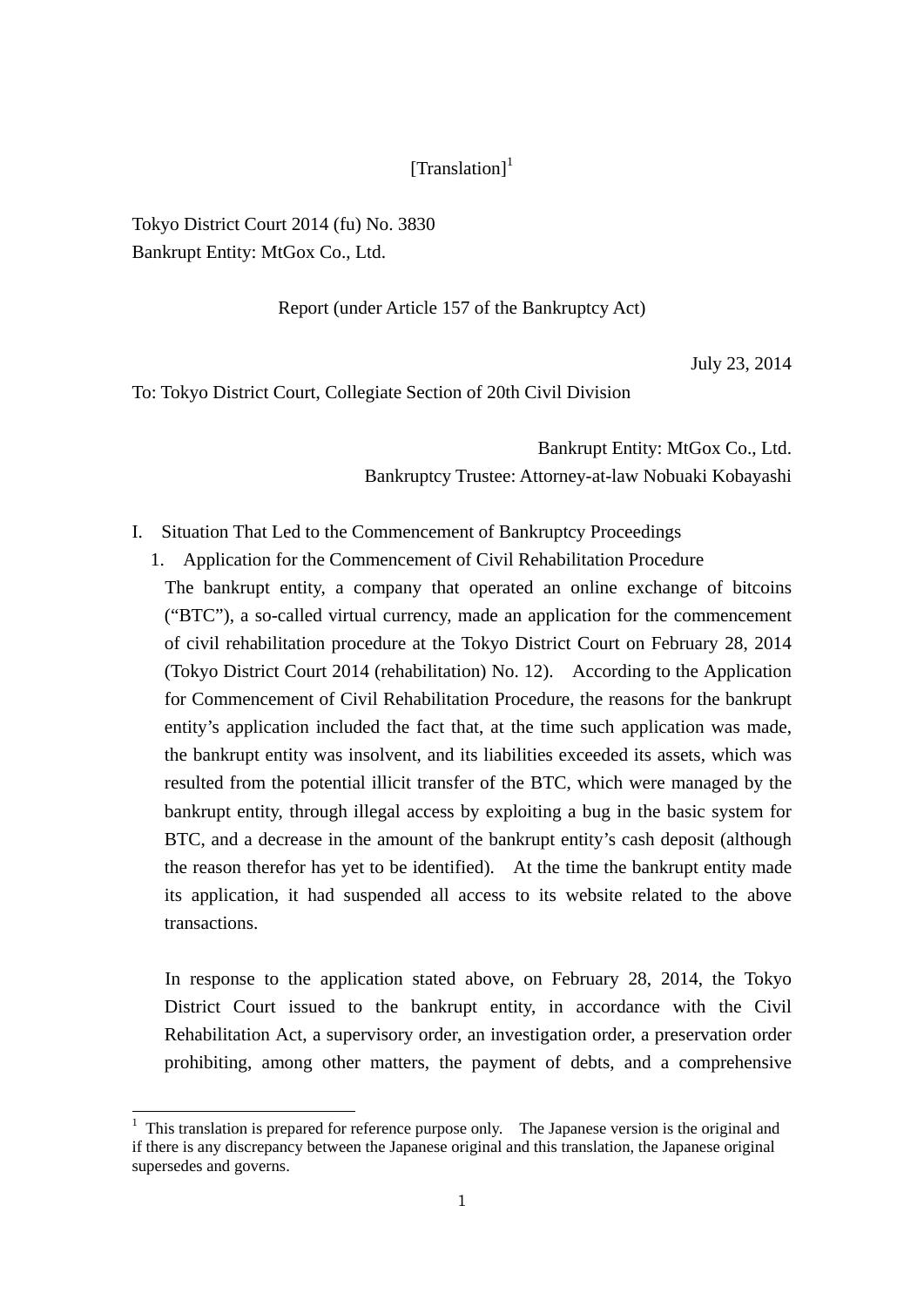[Translation][1]

Tokyo District Court 2014 (fu) No. 3830
Bankrupt Entity: MtGox Co., Ltd.

Report (under Article 157 of the Bankruptcy Act)

July 23, 2014

To: Tokyo District Court, Collegiate Section of 20th Civil Division

Bankrupt Entity: MtGox Co., Ltd.
Bankruptcy Trustee: Attorney-at-law Nobuaki Kobayashi

# I. Situation That Led to the Commencement of Bankruptcy Proceedings

## 1. Application for the Commencement of Civil Rehabilitation Procedure

The bankrupt entity, a company that operated an online exchange of bitcoins ("BTC"), a so-called virtual currency, made an application for the commencement of civil rehabilitation procedure at the Tokyo District Court on February 28, 2014 (Tokyo District Court 2014 (rehabilitation) No. 12). According to the Application for Commencement of Civil Rehabilitation Procedure, the reasons for the bankrupt entity's application included the fact that, at the time such application was made, the bankrupt entity was insolvent, and its liabilities exceeded its assets, which was resulted from the potential illicit transfer of the BTC, which were managed by the bankrupt entity, through illegal access by exploiting a bug in the basic system for BTC, and a decrease in the amount of the bankrupt entity's cash deposit (although the reason therefor has yet to be identified). At the time the bankrupt entity made its application, it had suspended all access to its website related to the above transactions.

In response to the application stated above, on February 28, 2014, the Tokyo District Court issued to the bankrupt entity, in accordance with the Civil Rehabilitation Act, a supervisory order, an investigation order, a preservation order prohibiting, among other matters, the payment of debts, and a comprehensive

[1] This translation is prepared for reference purpose only. The Japanese version is the original and if there is any discrepancy between the Japanese original and this translation, the Japanese original supersedes and governs.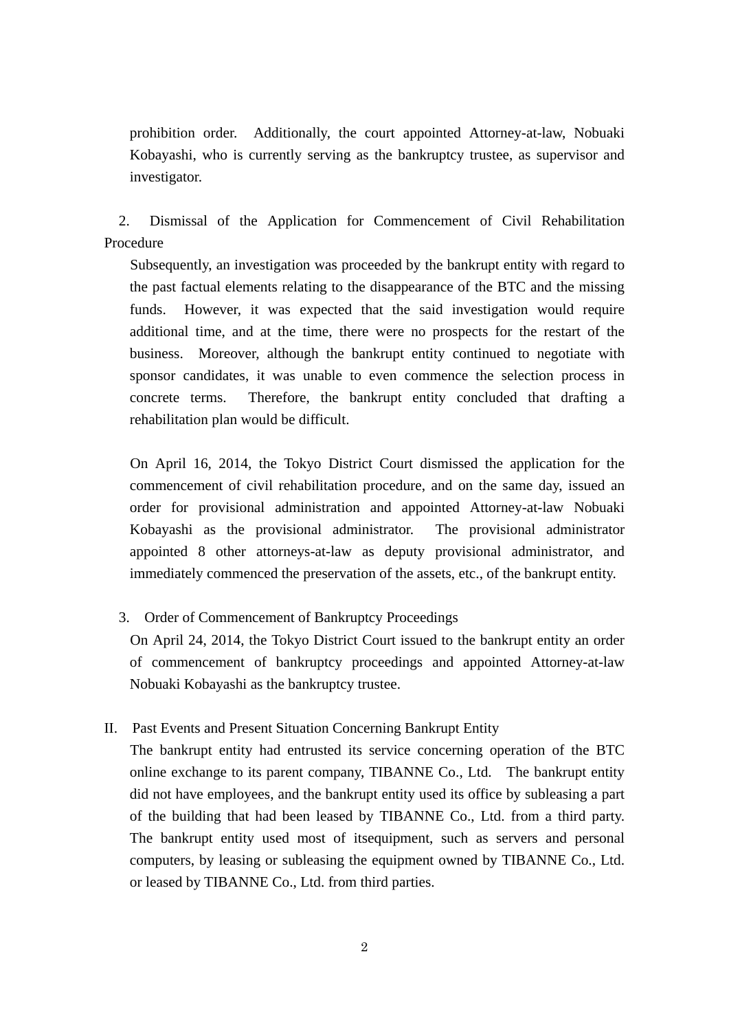prohibition order. Additionally, the court appointed Attorney-at-law, Nobuaki Kobayashi, who is currently serving as the bankruptcy trustee, as supervisor and investigator.

2. Dismissal of the Application for Commencement of Civil Rehabilitation Procedure

Subsequently, an investigation was proceeded by the bankrupt entity with regard to the past factual elements relating to the disappearance of the BTC and the missing funds. However, it was expected that the said investigation would require additional time, and at the time, there were no prospects for the restart of the business. Moreover, although the bankrupt entity continued to negotiate with sponsor candidates, it was unable to even commence the selection process in concrete terms. Therefore, the bankrupt entity concluded that drafting a rehabilitation plan would be difficult.

On April 16, 2014, the Tokyo District Court dismissed the application for the commencement of civil rehabilitation procedure, and on the same day, issued an order for provisional administration and appointed Attorney-at-law Nobuaki Kobayashi as the provisional administrator. The provisional administrator appointed 8 other attorneys-at-law as deputy provisional administrator, and immediately commenced the preservation of the assets, etc., of the bankrupt entity.

3. Order of Commencement of Bankruptcy Proceedings

On April 24, 2014, the Tokyo District Court issued to the bankrupt entity an order of commencement of bankruptcy proceedings and appointed Attorney-at-law Nobuaki Kobayashi as the bankruptcy trustee.

## II. Past Events and Present Situation Concerning Bankrupt Entity

The bankrupt entity had entrusted its service concerning operation of the BTC online exchange to its parent company, TIBANNE Co., Ltd. The bankrupt entity did not have employees, and the bankrupt entity used its office by subleasing a part of the building that had been leased by TIBANNE Co., Ltd. from a third party. The bankrupt entity used most of itsequipment, such as servers and personal computers, by leasing or subleasing the equipment owned by TIBANNE Co., Ltd. or leased by TIBANNE Co., Ltd. from third parties.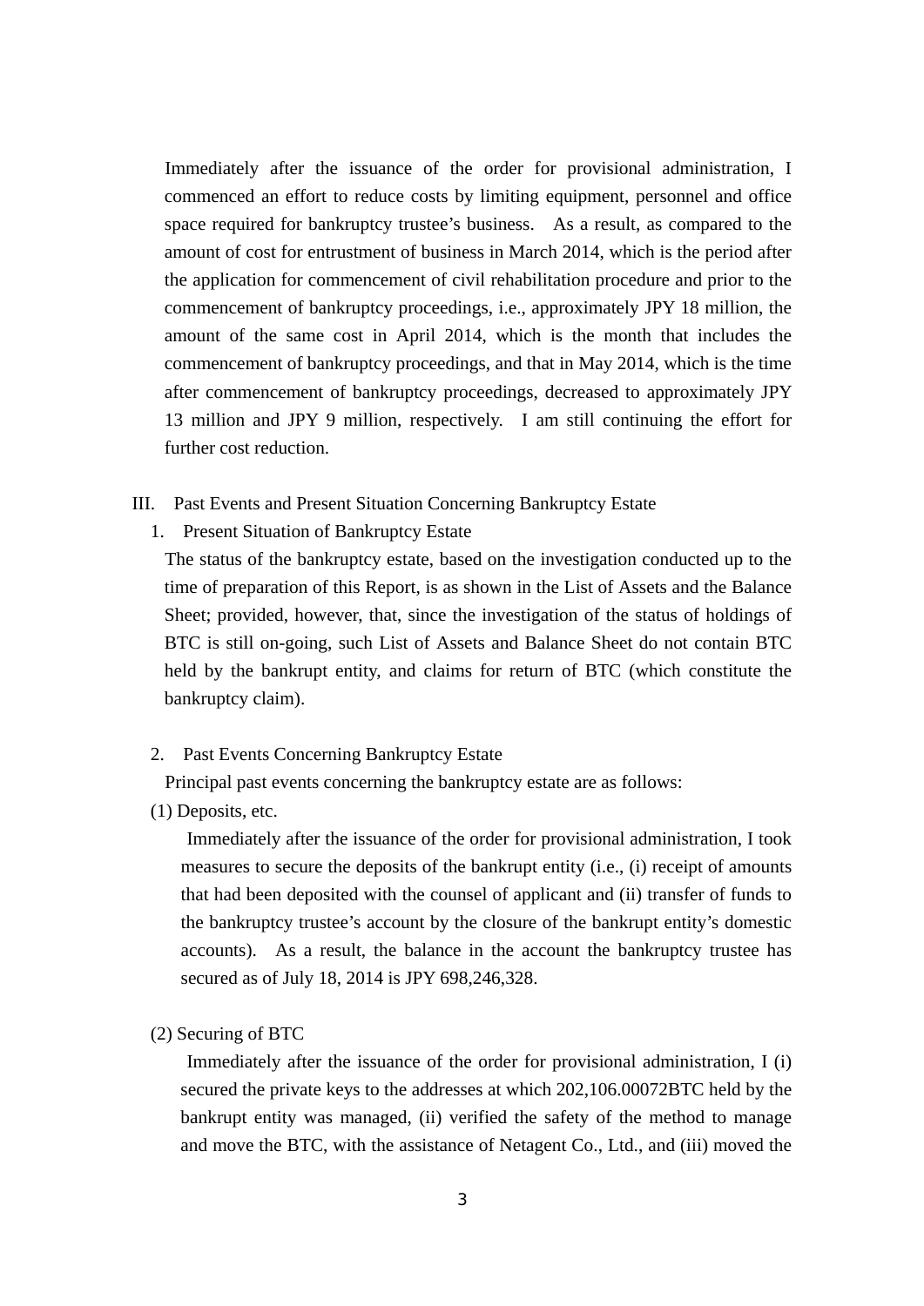Immediately after the issuance of the order for provisional administration, I commenced an effort to reduce costs by limiting equipment, personnel and office space required for bankruptcy trustee's business. As a result, as compared to the amount of cost for entrustment of business in March 2014, which is the period after the application for commencement of civil rehabilitation procedure and prior to the commencement of bankruptcy proceedings, i.e., approximately JPY 18 million, the amount of the same cost in April 2014, which is the month that includes the commencement of bankruptcy proceedings, and that in May 2014, which is the time after commencement of bankruptcy proceedings, decreased to approximately JPY 13 million and JPY 9 million, respectively. I am still continuing the effort for further cost reduction.

## III. Past Events and Present Situation Concerning Bankruptcy Estate

### 1. Present Situation of Bankruptcy Estate

The status of the bankruptcy estate, based on the investigation conducted up to the time of preparation of this Report, is as shown in the List of Assets and the Balance Sheet; provided, however, that, since the investigation of the status of holdings of BTC is still on-going, such List of Assets and Balance Sheet do not contain BTC held by the bankrupt entity, and claims for return of BTC (which constitute the bankruptcy claim).

### 2. Past Events Concerning Bankruptcy Estate

Principal past events concerning the bankruptcy estate are as follows:

#### (1) Deposits, etc.

Immediately after the issuance of the order for provisional administration, I took measures to secure the deposits of the bankrupt entity (i.e., (i) receipt of amounts that had been deposited with the counsel of applicant and (ii) transfer of funds to the bankruptcy trustee's account by the closure of the bankrupt entity's domestic accounts). As a result, the balance in the account the bankruptcy trustee has secured as of July 18, 2014 is JPY 698,246,328.

#### (2) Securing of BTC

Immediately after the issuance of the order for provisional administration, I (i) secured the private keys to the addresses at which 202,106.00072BTC held by the bankrupt entity was managed, (ii) verified the safety of the method to manage and move the BTC, with the assistance of Netagent Co., Ltd., and (iii) moved the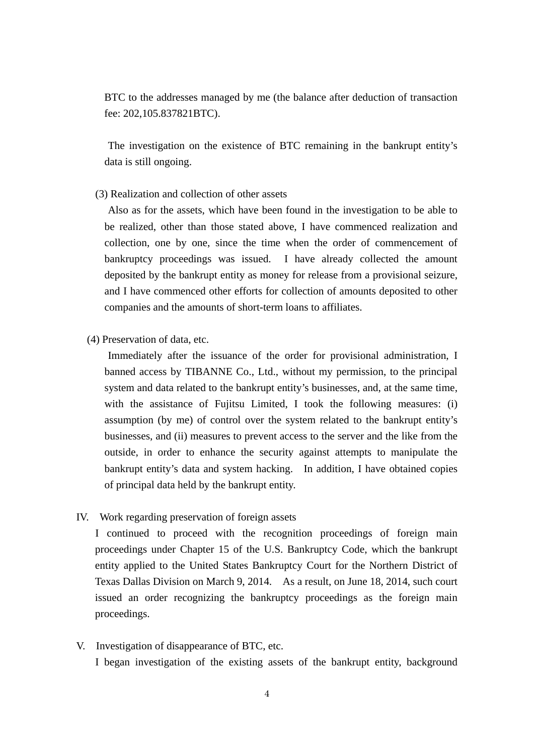BTC to the addresses managed by me (the balance after deduction of transaction fee: 202,105.837821BTC).

The investigation on the existence of BTC remaining in the bankrupt entity's data is still ongoing.

(3) Realization and collection of other assets

Also as for the assets, which have been found in the investigation to be able to be realized, other than those stated above, I have commenced realization and collection, one by one, since the time when the order of commencement of bankruptcy proceedings was issued. I have already collected the amount deposited by the bankrupt entity as money for release from a provisional seizure, and I have commenced other efforts for collection of amounts deposited to other companies and the amounts of short-term loans to affiliates.

(4) Preservation of data, etc.

Immediately after the issuance of the order for provisional administration, I banned access by TIBANNE Co., Ltd., without my permission, to the principal system and data related to the bankrupt entity's businesses, and, at the same time, with the assistance of Fujitsu Limited, I took the following measures: (i) assumption (by me) of control over the system related to the bankrupt entity's businesses, and (ii) measures to prevent access to the server and the like from the outside, in order to enhance the security against attempts to manipulate the bankrupt entity's data and system hacking. In addition, I have obtained copies of principal data held by the bankrupt entity.

## IV. Work regarding preservation of foreign assets

I continued to proceed with the recognition proceedings of foreign main proceedings under Chapter 15 of the U.S. Bankruptcy Code, which the bankrupt entity applied to the United States Bankruptcy Court for the Northern District of Texas Dallas Division on March 9, 2014. As a result, on June 18, 2014, such court issued an order recognizing the bankruptcy proceedings as the foreign main proceedings.

## V. Investigation of disappearance of BTC, etc.

I began investigation of the existing assets of the bankrupt entity, background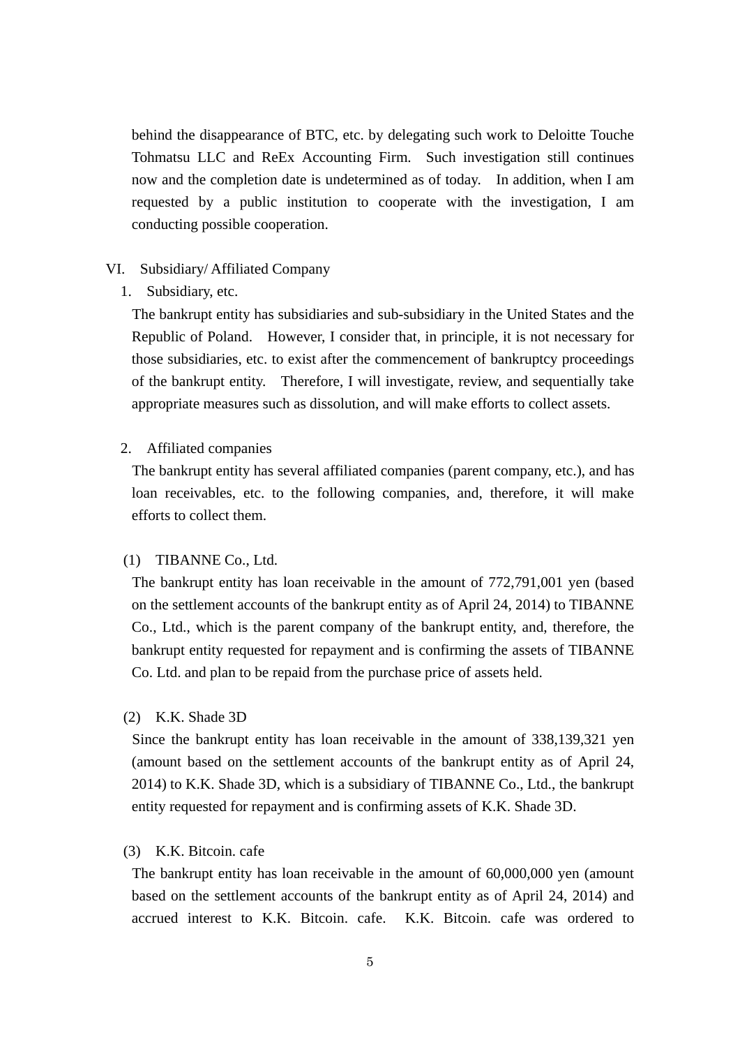behind the disappearance of BTC, etc. by delegating such work to Deloitte Touche Tohmatsu LLC and ReEx Accounting Firm. Such investigation still continues now and the completion date is undetermined as of today. In addition, when I am requested by a public institution to cooperate with the investigation, I am conducting possible cooperation.

## VI. Subsidiary/ Affiliated Company

### 1. Subsidiary, etc.

The bankrupt entity has subsidiaries and sub-subsidiary in the United States and the Republic of Poland. However, I consider that, in principle, it is not necessary for those subsidiaries, etc. to exist after the commencement of bankruptcy proceedings of the bankrupt entity. Therefore, I will investigate, review, and sequentially take appropriate measures such as dissolution, and will make efforts to collect assets.

### 2. Affiliated companies

The bankrupt entity has several affiliated companies (parent company, etc.), and has loan receivables, etc. to the following companies, and, therefore, it will make efforts to collect them.

#### (1) TIBANNE Co., Ltd.

The bankrupt entity has loan receivable in the amount of 772,791,001 yen (based on the settlement accounts of the bankrupt entity as of April 24, 2014) to TIBANNE Co., Ltd., which is the parent company of the bankrupt entity, and, therefore, the bankrupt entity requested for repayment and is confirming the assets of TIBANNE Co. Ltd. and plan to be repaid from the purchase price of assets held.

#### (2) K.K. Shade 3D

Since the bankrupt entity has loan receivable in the amount of 338,139,321 yen (amount based on the settlement accounts of the bankrupt entity as of April 24, 2014) to K.K. Shade 3D, which is a subsidiary of TIBANNE Co., Ltd., the bankrupt entity requested for repayment and is confirming assets of K.K. Shade 3D.

#### (3) K.K. Bitcoin. cafe

The bankrupt entity has loan receivable in the amount of 60,000,000 yen (amount based on the settlement accounts of the bankrupt entity as of April 24, 2014) and accrued interest to K.K. Bitcoin. cafe. K.K. Bitcoin. cafe was ordered to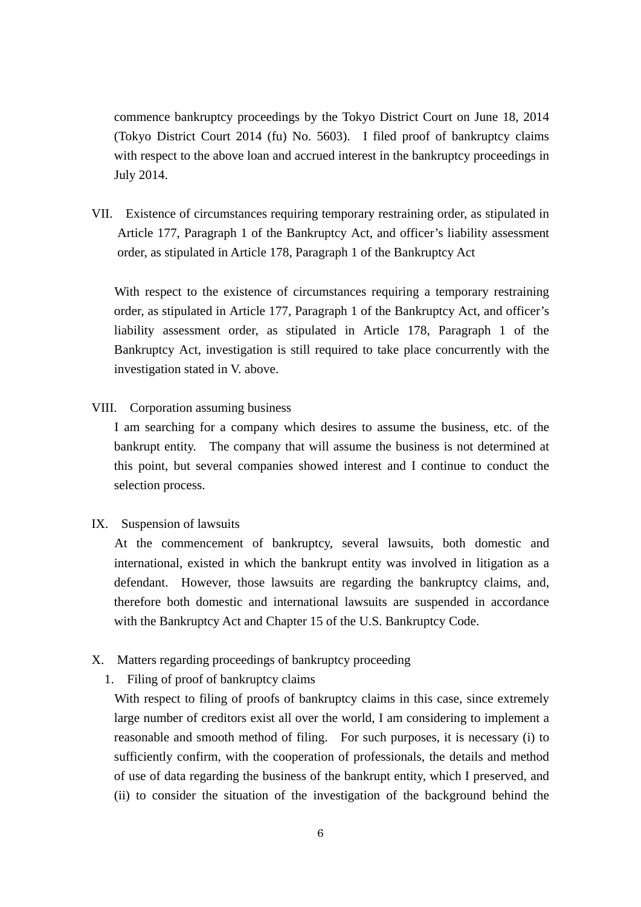commence bankruptcy proceedings by the Tokyo District Court on June 18, 2014 (Tokyo District Court 2014 (fu) No. 5603). I filed proof of bankruptcy claims with respect to the above loan and accrued interest in the bankruptcy proceedings in July 2014.

## VII. Existence of circumstances requiring temporary restraining order, as stipulated in Article 177, Paragraph 1 of the Bankruptcy Act, and officer's liability assessment order, as stipulated in Article 178, Paragraph 1 of the Bankruptcy Act

With respect to the existence of circumstances requiring a temporary restraining order, as stipulated in Article 177, Paragraph 1 of the Bankruptcy Act, and officer's liability assessment order, as stipulated in Article 178, Paragraph 1 of the Bankruptcy Act, investigation is still required to take place concurrently with the investigation stated in V. above.

## VIII. Corporation assuming business

I am searching for a company which desires to assume the business, etc. of the bankrupt entity. The company that will assume the business is not determined at this point, but several companies showed interest and I continue to conduct the selection process.

## IX. Suspension of lawsuits

At the commencement of bankruptcy, several lawsuits, both domestic and international, existed in which the bankrupt entity was involved in litigation as a defendant. However, those lawsuits are regarding the bankruptcy claims, and, therefore both domestic and international lawsuits are suspended in accordance with the Bankruptcy Act and Chapter 15 of the U.S. Bankruptcy Code.

## X. Matters regarding proceedings of bankruptcy proceeding

### 1. Filing of proof of bankruptcy claims

With respect to filing of proofs of bankruptcy claims in this case, since extremely large number of creditors exist all over the world, I am considering to implement a reasonable and smooth method of filing. For such purposes, it is necessary (i) to sufficiently confirm, with the cooperation of professionals, the details and method of use of data regarding the business of the bankrupt entity, which I preserved, and (ii) to consider the situation of the investigation of the background behind the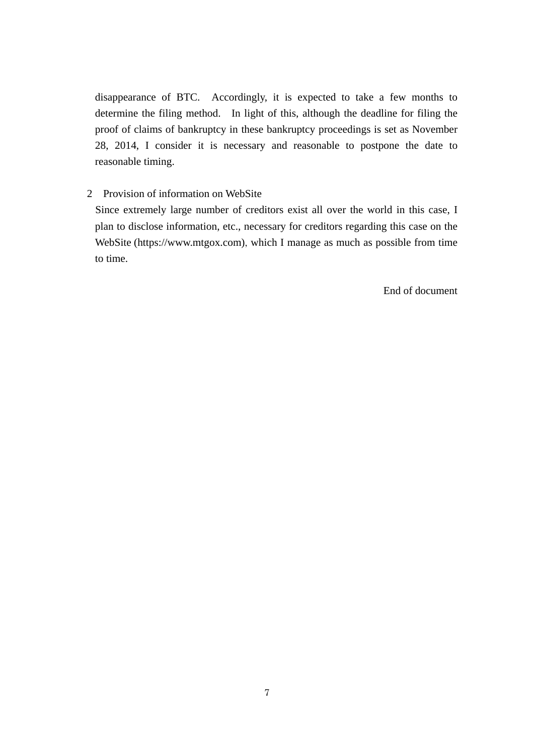disappearance of BTC. Accordingly, it is expected to take a few months to determine the filing method. In light of this, although the deadline for filing the proof of claims of bankruptcy in these bankruptcy proceedings is set as November 28, 2014, I consider it is necessary and reasonable to postpone the date to reasonable timing.

2 Provision of information on WebSite

Since extremely large number of creditors exist all over the world in this case, I plan to disclose information, etc., necessary for creditors regarding this case on the WebSite (https://www.mtgox.com), which I manage as much as possible from time to time.

End of document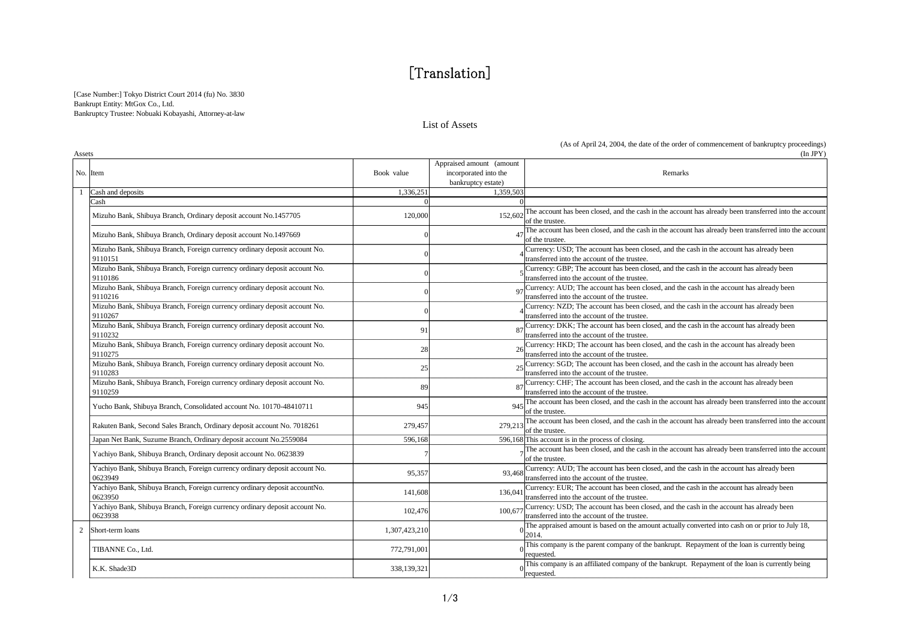# [Translation]

[Case Number:] Tokyo District Court 2014 (fu) No. 3830
Bankrupt Entity: MtGox Co., Ltd.
Bankruptcy Trustee: Nobuaki Kobayashi, Attorney-at-law

## List of Assets

(As of April 24, 2004, the date of the order of commencement of bankruptcy proceedings)

Assets (In JPY)

| No. | Item | Book value | Appraised amount (amount incorporated into the bankruptcy estate) | Remarks |
|---|---|---|---|---|
| 1 | Cash and deposits | 1,336,251 | 1,359,503 | |
| | Cash | 0 | 0 | |
| | Mizuho Bank, Shibuya Branch, Ordinary deposit account No.1457705 | 120,000 | 152,602 | The account has been closed, and the cash in the account has already been transferred into the account of the trustee. |
| | Mizuho Bank, Shibuya Branch, Ordinary deposit account No.1497669 | 0 | 47 | The account has been closed, and the cash in the account has already been transferred into the account of the trustee. |
| | Mizuho Bank, Shibuya Branch, Foreign currency ordinary deposit account No. 9110151 | 0 | 4 | Currency: USD; The account has been closed, and the cash in the account has already been transferred into the account of the trustee. |
| | Mizuho Bank, Shibuya Branch, Foreign currency ordinary deposit account No. 9110186 | 0 | 5 | Currency: GBP; The account has been closed, and the cash in the account has already been transferred into the account of the trustee. |
| | Mizuho Bank, Shibuya Branch, Foreign currency ordinary deposit account No. 9110216 | 0 | 97 | Currency: AUD; The account has been closed, and the cash in the account has already been transferred into the account of the trustee. |
| | Mizuho Bank, Shibuya Branch, Foreign currency ordinary deposit account No. 9110267 | 0 | 4 | Currency: NZD; The account has been closed, and the cash in the account has already been transferred into the account of the trustee. |
| | Mizuho Bank, Shibuya Branch, Foreign currency ordinary deposit account No. 9110232 | 91 | 87 | Currency: DKK; The account has been closed, and the cash in the account has already been transferred into the account of the trustee. |
| | Mizuho Bank, Shibuya Branch, Foreign currency ordinary deposit account No. 9110275 | 28 | 26 | Currency: HKD; The account has been closed, and the cash in the account has already been transferred into the account of the trustee. |
| | Mizuho Bank, Shibuya Branch, Foreign currency ordinary deposit account No. 9110283 | 25 | 25 | Currency: SGD; The account has been closed, and the cash in the account has already been transferred into the account of the trustee. |
| | Mizuho Bank, Shibuya Branch, Foreign currency ordinary deposit account No. 9110259 | 89 | 87 | Currency: CHF; The account has been closed, and the cash in the account has already been transferred into the account of the trustee. |
| | Yucho Bank, Shibuya Branch, Consolidated account No. 10170-48410711 | 945 | 945 | The account has been closed, and the cash in the account has already been transferred into the account of the trustee. |
| | Rakuten Bank, Second Sales Branch, Ordinary deposit account No. 7018261 | 279,457 | 279,213 | The account has been closed, and the cash in the account has already been transferred into the account of the trustee. |
| | Japan Net Bank, Suzume Branch, Ordinary deposit account No.2559084 | 596,168 | 596,168 | This account is in the process of closing. |
| | Yachiyo Bank, Shibuya Branch, Ordinary deposit account No. 0623839 | 7 | 7 | The account has been closed, and the cash in the account has already been transferred into the account of the trustee. |
| | Yachiyo Bank, Shibuya Branch, Foreign currency ordinary deposit account No. 0623949 | 95,357 | 93,468 | Currency: AUD; The account has been closed, and the cash in the account has already been transferred into the account of the trustee. |
| | Yachiyo Bank, Shibuya Branch, Foreign currency ordinary deposit accountNo. 0623950 | 141,608 | 136,041 | Currency: EUR; The account has been closed, and the cash in the account has already been transferred into the account of the trustee. |
| | Yachiyo Bank, Shibuya Branch, Foreign currency ordinary deposit account No. 0623938 | 102,476 | 100,677 | Currency: USD; The account has been closed, and the cash in the account has already been transferred into the account of the trustee. |
| 2 | Short-term loans | 1,307,423,210 | 0 | The appraised amount is based on the amount actually converted into cash on or prior to July 18, 2014. |
| | TIBANNE Co., Ltd. | 772,791,001 | 0 | This company is the parent company of the bankrupt. Repayment of the loan is currently being requested. |
| | K.K. Shade3D | 338,139,321 | 0 | This company is an affiliated company of the bankrupt. Repayment of the loan is currently being requested. |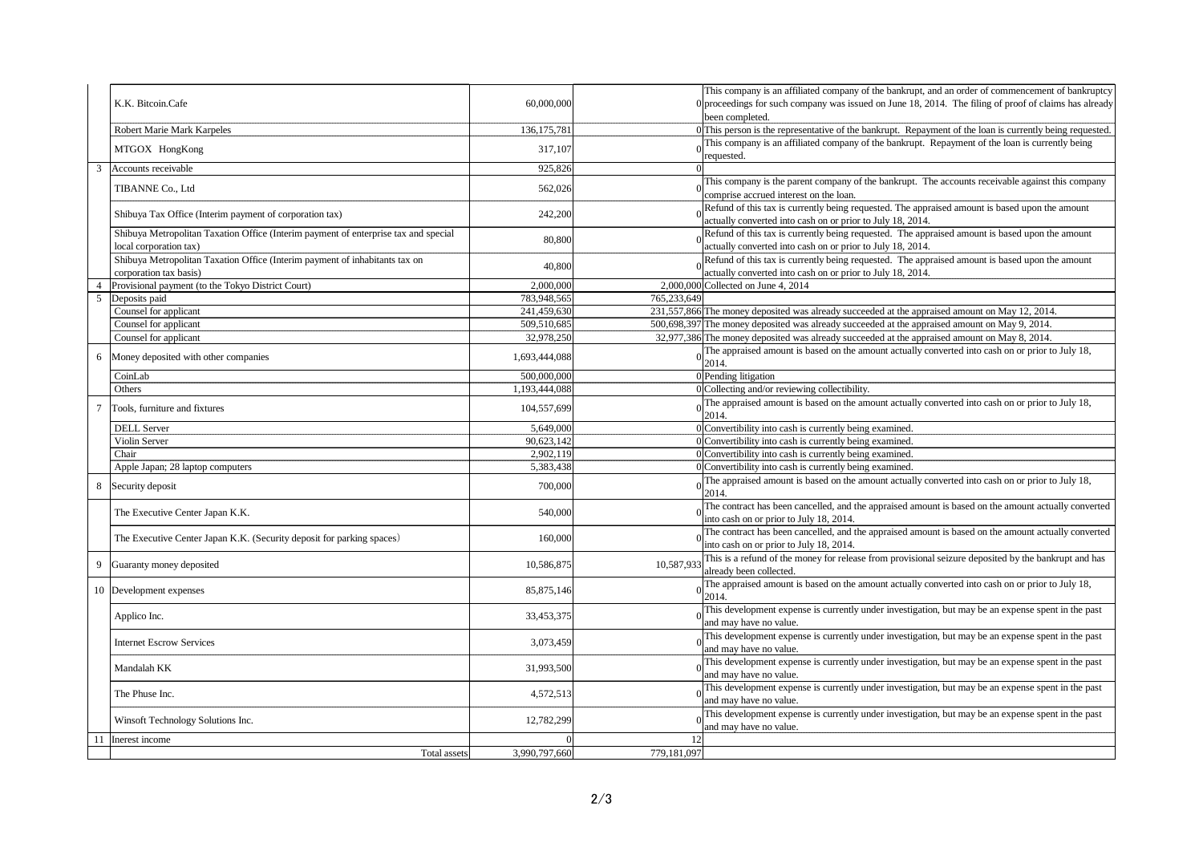| | | | | |
|---|---|---|---|---|
| | K.K. Bitcoin.Cafe | 60,000,000 | 0 | This company is an affiliated company of the bankrupt, and an order of commencement of bankruptcy proceedings for such company was issued on June 18, 2014. The filing of proof of claims has already been completed. |
| | Robert Marie Mark Karpeles | 136,175,781 | 0 | This person is the representative of the bankrupt. Repayment of the loan is currently being requested. |
| | MTGOX HongKong | 317,107 | 0 | This company is an affiliated company of the bankrupt. Repayment of the loan is currently being requested. |
| 3 | Accounts receivable | 925,826 | 0 | |
| | TIBANNE Co., Ltd | 562,026 | 0 | This company is the parent company of the bankrupt. The accounts receivable against this company comprise accrued interest on the loan. |
| | Shibuya Tax Office (Interim payment of corporation tax) | 242,200 | 0 | Refund of this tax is currently being requested. The appraised amount is based upon the amount actually converted into cash on or prior to July 18, 2014. |
| | Shibuya Metropolitan Taxation Office (Interim payment of enterprise tax and special local corporation tax) | 80,800 | 0 | Refund of this tax is currently being requested. The appraised amount is based upon the amount actually converted into cash on or prior to July 18, 2014. |
| | Shibuya Metropolitan Taxation Office (Interim payment of inhabitants tax on corporation tax basis) | 40,800 | 0 | Refund of this tax is currently being requested. The appraised amount is based upon the amount actually converted into cash on or prior to July 18, 2014. |
| 4 | Provisional payment (to the Tokyo District Court) | 2,000,000 | 2,000,000 | Collected on June 4, 2014 |
| 5 | Deposits paid | 783,948,565 | 765,233,649 | |
| | Counsel for applicant | 241,459,630 | 231,557,866 | The money deposited was already succeeded at the appraised amount on May 12, 2014. |
| | Counsel for applicant | 509,510,685 | 500,698,397 | The money deposited was already succeeded at the appraised amount on May 9, 2014. |
| | Counsel for applicant | 32,978,250 | 32,977,386 | The money deposited was already succeeded at the appraised amount on May 8, 2014. |
| 6 | Money deposited with other companies | 1,693,444,088 | 0 | The appraised amount is based on the amount actually converted into cash on or prior to July 18, 2014. |
| | CoinLab | 500,000,000 | 0 | Pending litigation |
| | Others | 1,193,444,088 | 0 | Collecting and/or reviewing collectibility. |
| 7 | Tools, furniture and fixtures | 104,557,699 | 0 | The appraised amount is based on the amount actually converted into cash on or prior to July 18, 2014. |
| | DELL Server | 5,649,000 | 0 | Convertibility into cash is currently being examined. |
| | Violin Server | 90,623,142 | 0 | Convertibility into cash is currently being examined. |
| | Chair | 2,902,119 | 0 | Convertibility into cash is currently being examined. |
| | Apple Japan; 28 laptop computers | 5,383,438 | 0 | Convertibility into cash is currently being examined. |
| 8 | Security deposit | 700,000 | 0 | The appraised amount is based on the amount actually converted into cash on or prior to July 18, 2014. |
| | The Executive Center Japan K.K. | 540,000 | 0 | The contract has been cancelled, and the appraised amount is based on the amount actually converted into cash on or prior to July 18, 2014. |
| | The Executive Center Japan K.K. (Security deposit for parking spaces） | 160,000 | 0 | The contract has been cancelled, and the appraised amount is based on the amount actually converted into cash on or prior to July 18, 2014. |
| 9 | Guaranty money deposited | 10,586,875 | 10,587,933 | This is a refund of the money for release from provisional seizure deposited by the bankrupt and has already been collected. |
| 10 | Development expenses | 85,875,146 | 0 | The appraised amount is based on the amount actually converted into cash on or prior to July 18, 2014. |
| | Applico Inc. | 33,453,375 | 0 | This development expense is currently under investigation, but may be an expense spent in the past and may have no value. |
| | Internet Escrow Services | 3,073,459 | 0 | This development expense is currently under investigation, but may be an expense spent in the past and may have no value. |
| | Mandalah KK | 31,993,500 | 0 | This development expense is currently under investigation, but may be an expense spent in the past and may have no value. |
| | The Phuse Inc. | 4,572,513 | 0 | This development expense is currently under investigation, but may be an expense spent in the past and may have no value. |
| | Winsoft Technology Solutions Inc. | 12,782,299 | 0 | This development expense is currently under investigation, but may be an expense spent in the past and may have no value. |
| 11 | Inerest income | 0 | 12 | |
| | Total assets | 3,990,797,660 | 779,181,097 | |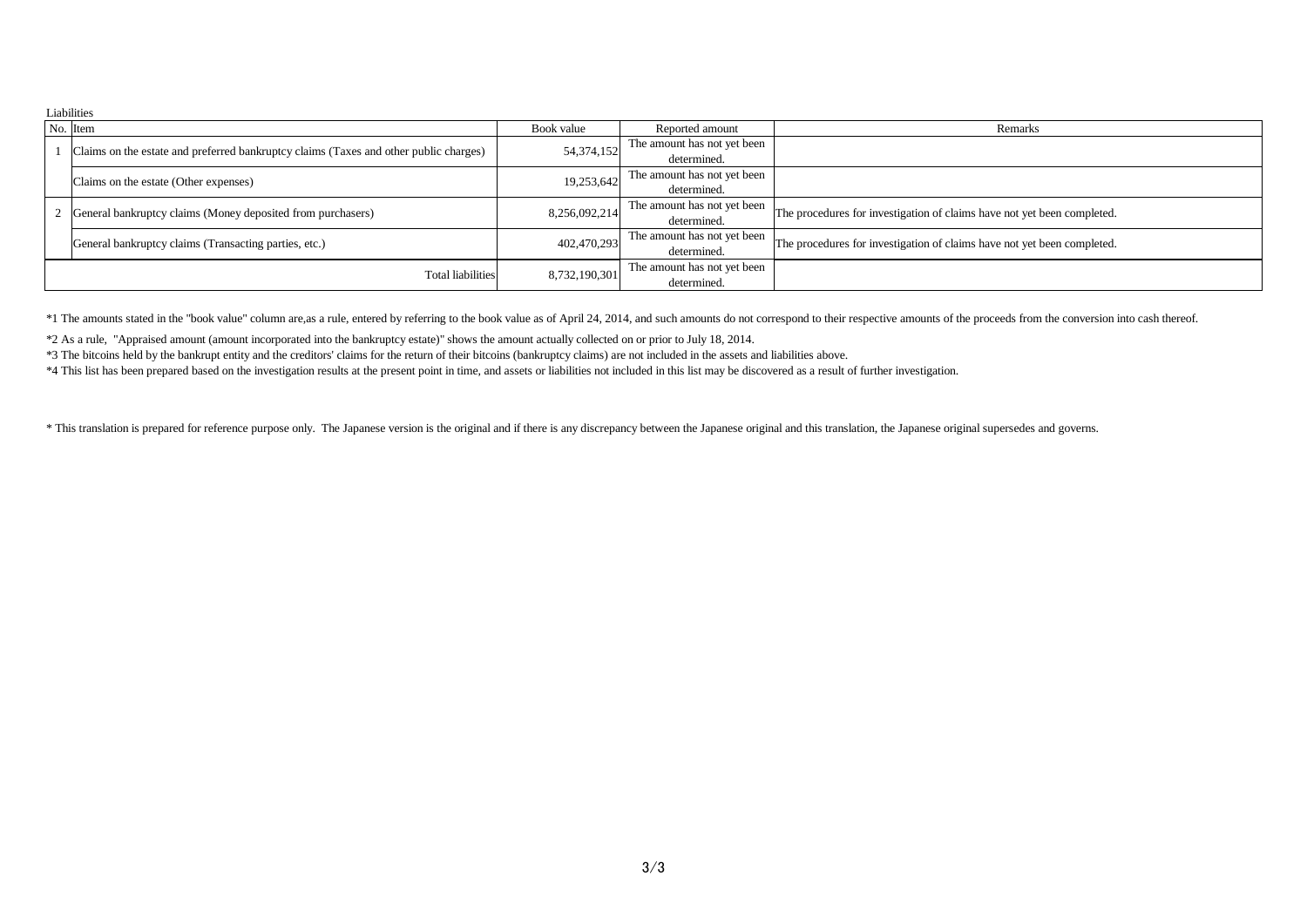Liabilities

| No. | Item | Book value | Reported amount | Remarks |
|---|---|---|---|---|
| 1 | Claims on the estate and preferred bankruptcy claims (Taxes and other public charges) | 54,374,152 | The amount has not yet been determined. | |
| | Claims on the estate (Other expenses) | 19,253,642 | The amount has not yet been determined. | |
| 2 | General bankruptcy claims (Money deposited from purchasers) | 8,256,092,214 | The amount has not yet been determined. | The procedures for investigation of claims have not yet been completed. |
| | General bankruptcy claims (Transacting parties, etc.) | 402,470,293 | The amount has not yet been determined. | The procedures for investigation of claims have not yet been completed. |
| | Total liabilities | 8,732,190,301 | The amount has not yet been determined. | |

*1 The amounts stated in the "book value" column are,as a rule, entered by referring to the book value as of April 24, 2014, and such amounts do not correspond to their respective amounts of the proceeds from the conversion into cash thereof.

*2 As a rule, "Appraised amount (amount incorporated into the bankruptcy estate)" shows the amount actually collected on or prior to July 18, 2014.

*3 The bitcoins held by the bankrupt entity and the creditors' claims for the return of their bitcoins (bankruptcy claims) are not included in the assets and liabilities above.

*4 This list has been prepared based on the investigation results at the present point in time, and assets or liabilities not included in this list may be discovered as a result of further investigation.

* This translation is prepared for reference purpose only. The Japanese version is the original and if there is any discrepancy between the Japanese original and this translation, the Japanese original supersedes and governs.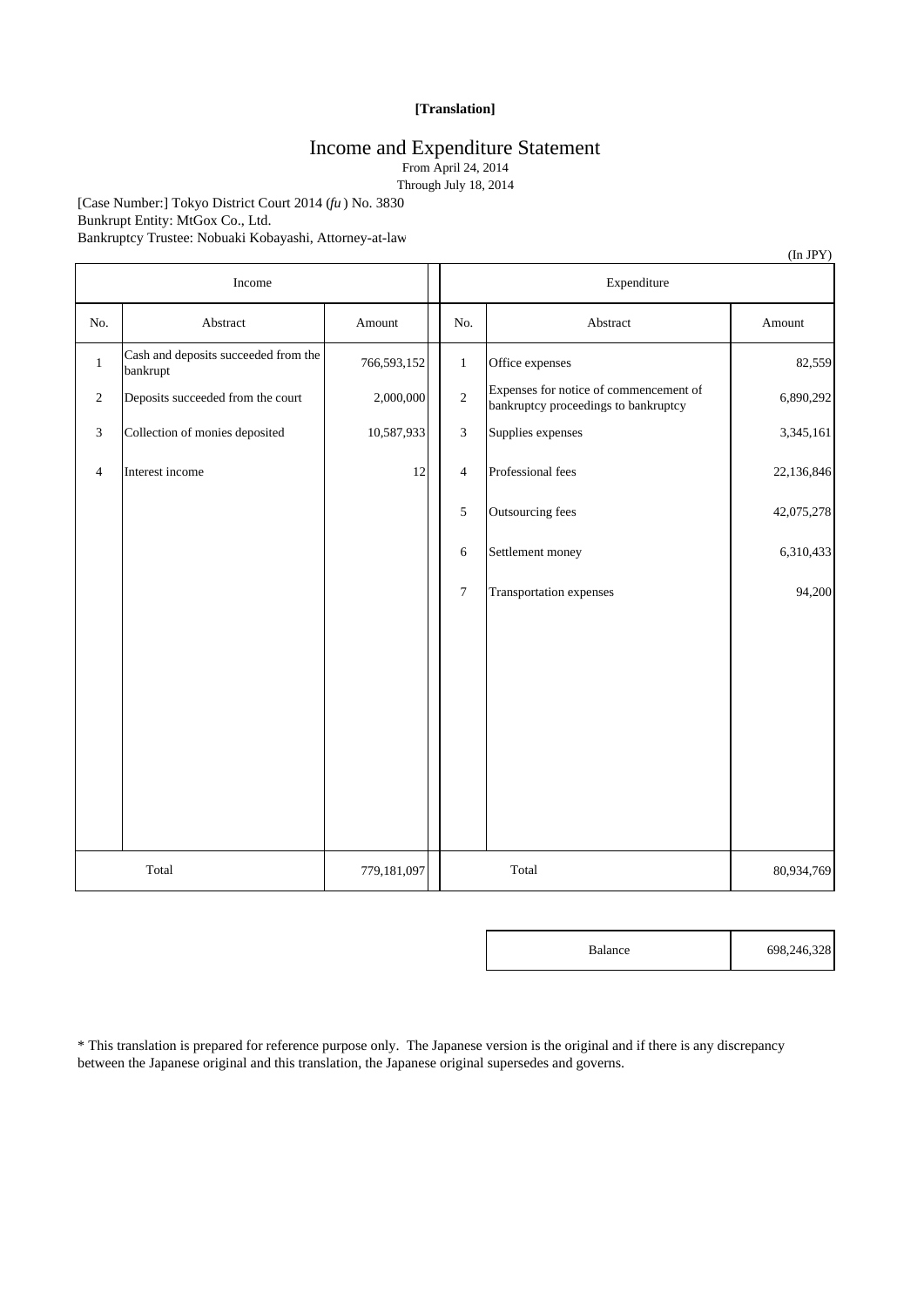**[Translation]**

# Income and Expenditure Statement

From April 24, 2014
Through July 18, 2014

[Case Number:] Tokyo District Court 2014 (*fu*) No. 3830
Bunkrupt Entity: MtGox Co., Ltd.
Bankruptcy Trustee: Nobuaki Kobayashi, Attorney-at-law

(In JPY)

| Income | | | Expenditure | | |
|---|---|---|---|---|---|
| No. | Abstract | Amount | No. | Abstract | Amount |
| 1 | Cash and deposits succeeded from the bankrupt | 766,593,152 | 1 | Office expenses | 82,559 |
| 2 | Deposits succeeded from the court | 2,000,000 | 2 | Expenses for notice of commencement of bankruptcy proceedings to bankruptcy | 6,890,292 |
| 3 | Collection of monies deposited | 10,587,933 | 3 | Supplies expenses | 3,345,161 |
| 4 | Interest income | 12 | 4 | Professional fees | 22,136,846 |
| | | | 5 | Outsourcing fees | 42,075,278 |
| | | | 6 | Settlement money | 6,310,433 |
| | | | 7 | Transportation expenses | 94,200 |
| Total | | 779,181,097 | Total | | 80,934,769 |

| Balance | 698,246,328 |
|---|---|

\* This translation is prepared for reference purpose only. The Japanese version is the original and if there is any discrepancy between the Japanese original and this translation, the Japanese original supersedes and governs.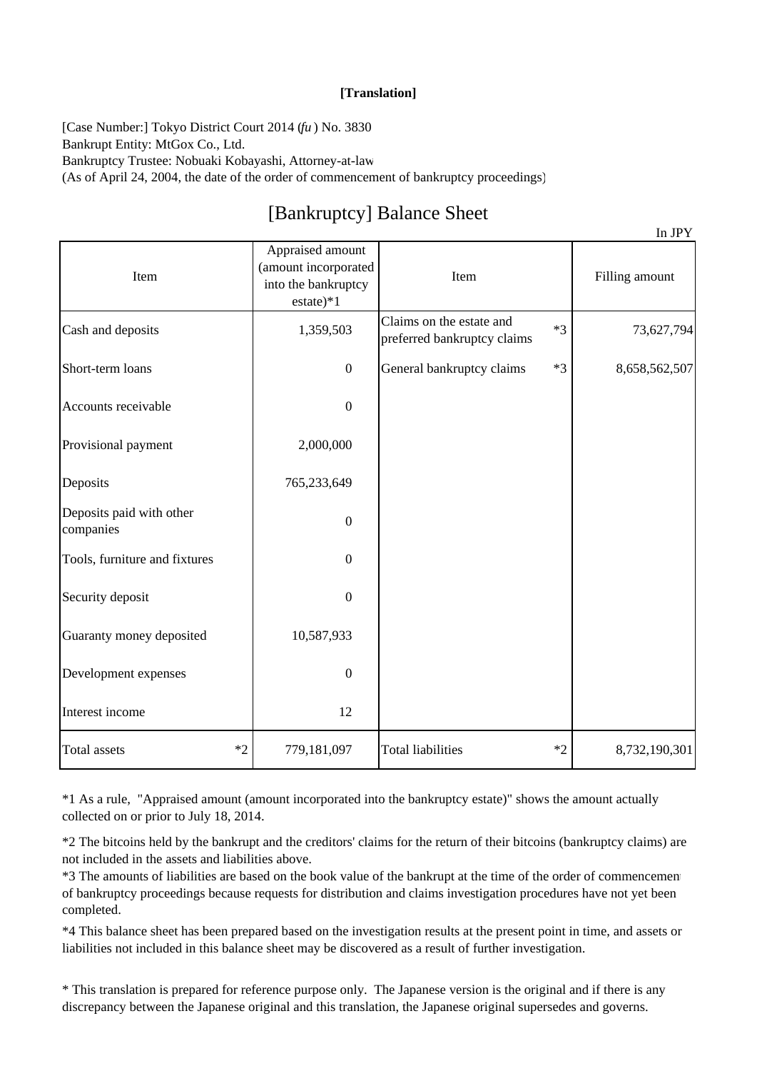**[Translation]**

[Case Number:] Tokyo District Court 2014 (*fu*) No. 3830
Bankrupt Entity: MtGox Co., Ltd.
Bankruptcy Trustee: Nobuaki Kobayashi, Attorney-at-law
(As of April 24, 2004, the date of the order of commencement of bankruptcy proceedings)

# [Bankruptcy] Balance Sheet

In JPY

| Item | | Appraised amount (amount incorporated into the bankruptcy estate)*1 | Item | | Filling amount |
|---|---|---|---|---|---|
| Cash and deposits | | 1,359,503 | Claims on the estate and preferred bankruptcy claims | *3 | 73,627,794 |
| Short-term loans | | 0 | General bankruptcy claims | *3 | 8,658,562,507 |
| Accounts receivable | | 0 | | | |
| Provisional payment | | 2,000,000 | | | |
| Deposits | | 765,233,649 | | | |
| Deposits paid with other companies | | 0 | | | |
| Tools, furniture and fixtures | | 0 | | | |
| Security deposit | | 0 | | | |
| Guaranty money deposited | | 10,587,933 | | | |
| Development expenses | | 0 | | | |
| Interest income | | 12 | | | |
| Total assets | *2 | 779,181,097 | Total liabilities | *2 | 8,732,190,301 |

*1 As a rule, "Appraised amount (amount incorporated into the bankruptcy estate)" shows the amount actually collected on or prior to July 18, 2014.

*2 The bitcoins held by the bankrupt and the creditors' claims for the return of their bitcoins (bankruptcy claims) are not included in the assets and liabilities above.

*3 The amounts of liabilities are based on the book value of the bankrupt at the time of the order of commencement of bankruptcy proceedings because requests for distribution and claims investigation procedures have not yet been completed.

*4 This balance sheet has been prepared based on the investigation results at the present point in time, and assets or liabilities not included in this balance sheet may be discovered as a result of further investigation.

* This translation is prepared for reference purpose only. The Japanese version is the original and if there is any discrepancy between the Japanese original and this translation, the Japanese original supersedes and governs.